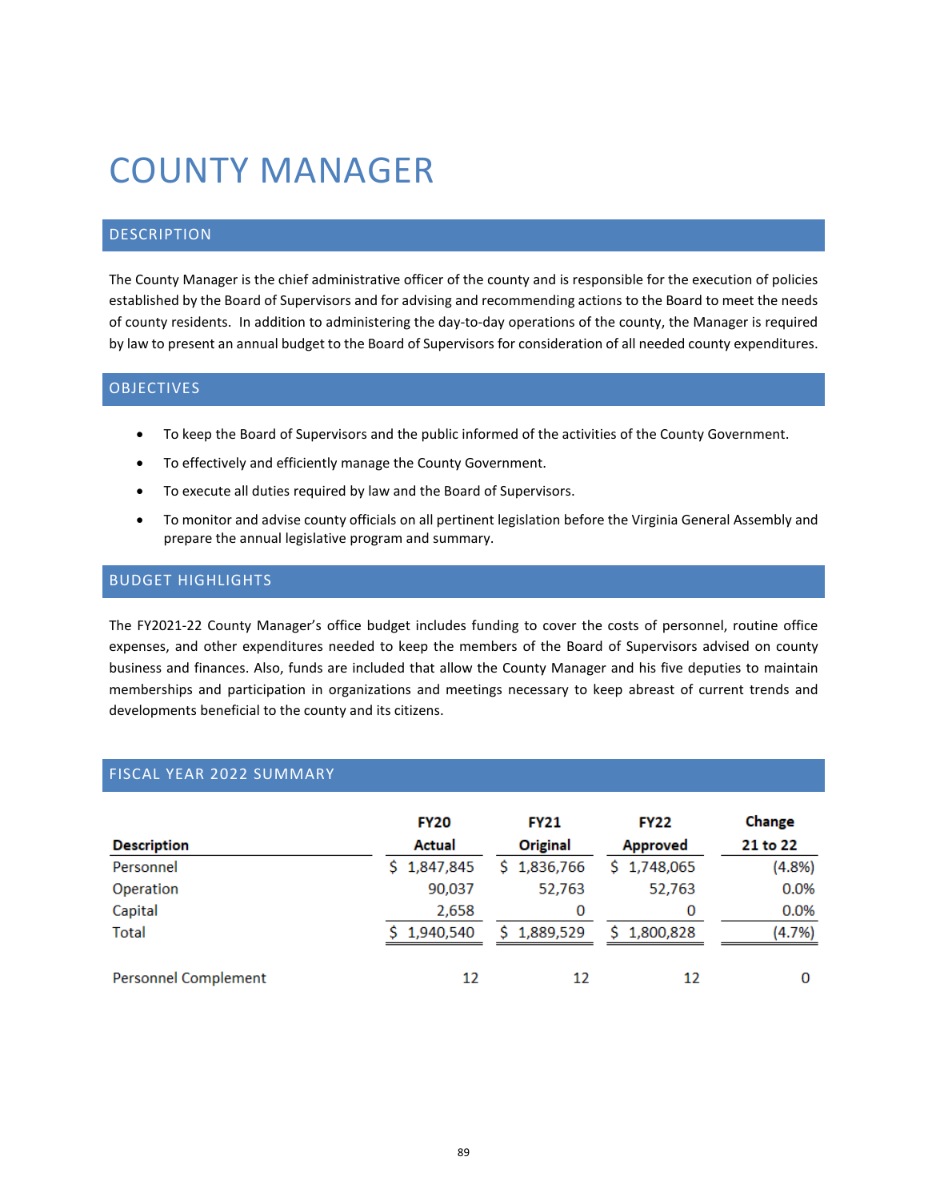# COUNTY MANAGER

## DESCRIPTION

The County Manager is the chief administrative officer of the county and is responsible for the execution of policies established by the Board of Supervisors and for advising and recommending actions to the Board to meet the needs of county residents. In addition to administering the day-to-day operations of the county, the Manager is required by law to present an annual budget to the Board of Supervisors for consideration of all needed county expenditures.

## OBJECTIVES

- To keep the Board of Supervisors and the public informed of the activities of the County Government.
- To effectively and efficiently manage the County Government.
- To execute all duties required by law and the Board of Supervisors.
- To monitor and advise county officials on all pertinent legislation before the Virginia General Assembly and prepare the annual legislative program and summary.

## BUDGET HIGHLIGHTS

The FY2021-22 County Manager's office budget includes funding to cover the costs of personnel, routine office expenses, and other expenditures needed to keep the members of the Board of Supervisors advised on county business and finances. Also, funds are included that allow the County Manager and his five deputies to maintain memberships and participation in organizations and meetings necessary to keep abreast of current trends and developments beneficial to the county and its citizens.

## FISCAL YEAR 2022 SUMMARY

| Description | FY20 Actual | FY21 Original | FY22 Approved | Change 21 to 22 |
|---|---|---|---|---|
| Personnel | $ 1,847,845 | $ 1,836,766 | $ 1,748,065 | (4.8%) |
| Operation | 90,037 | 52,763 | 52,763 | 0.0% |
| Capital | 2,658 | 0 | 0 | 0.0% |
| Total | $ 1,940,540 | $ 1,889,529 | $ 1,800,828 | (4.7%) |
| | | | | |
| Personnel Complement | 12 | 12 | 12 | 0 |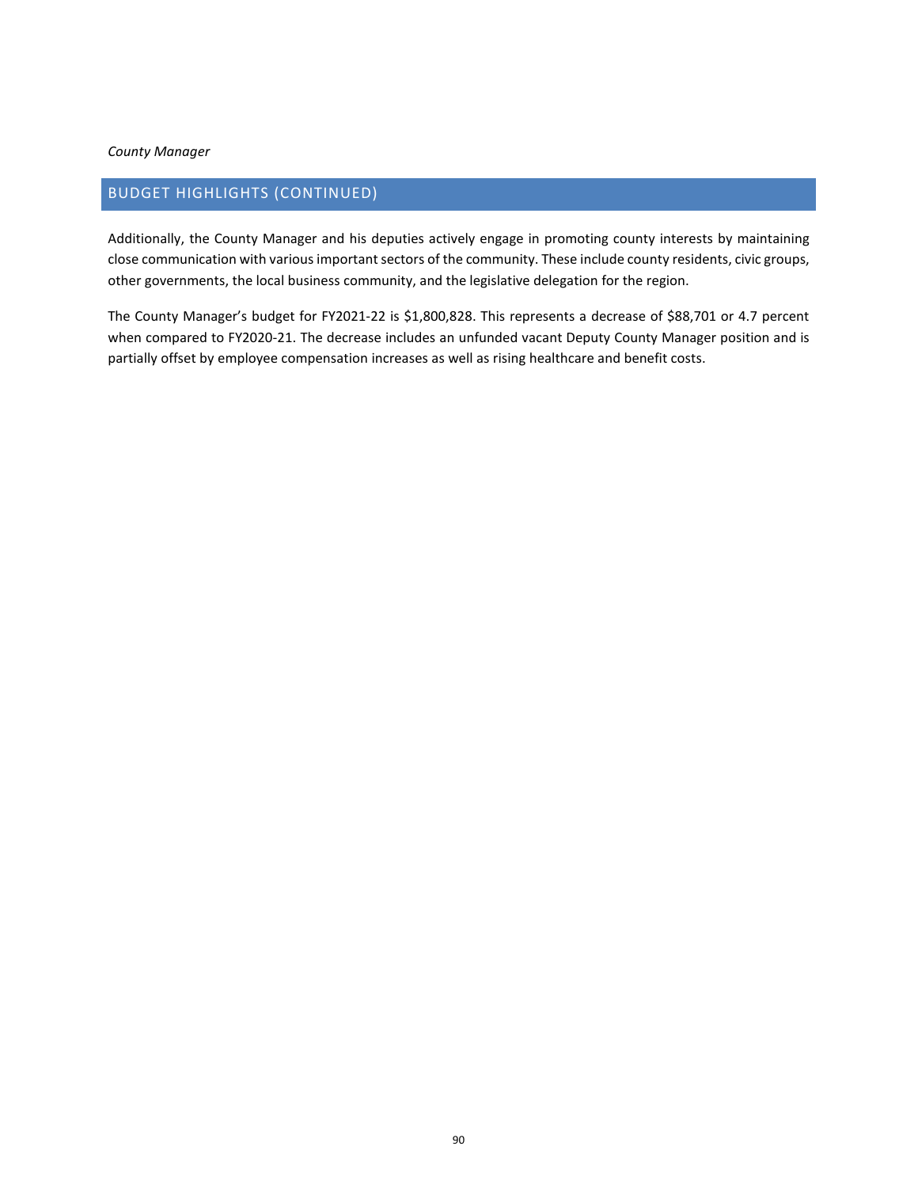*County Manager*

## BUDGET HIGHLIGHTS (CONTINUED)

Additionally, the County Manager and his deputies actively engage in promoting county interests by maintaining close communication with various important sectors of the community. These include county residents, civic groups, other governments, the local business community, and the legislative delegation for the region.

The County Manager's budget for FY2021-22 is $1,800,828. This represents a decrease of $88,701 or 4.7 percent when compared to FY2020-21. The decrease includes an unfunded vacant Deputy County Manager position and is partially offset by employee compensation increases as well as rising healthcare and benefit costs.